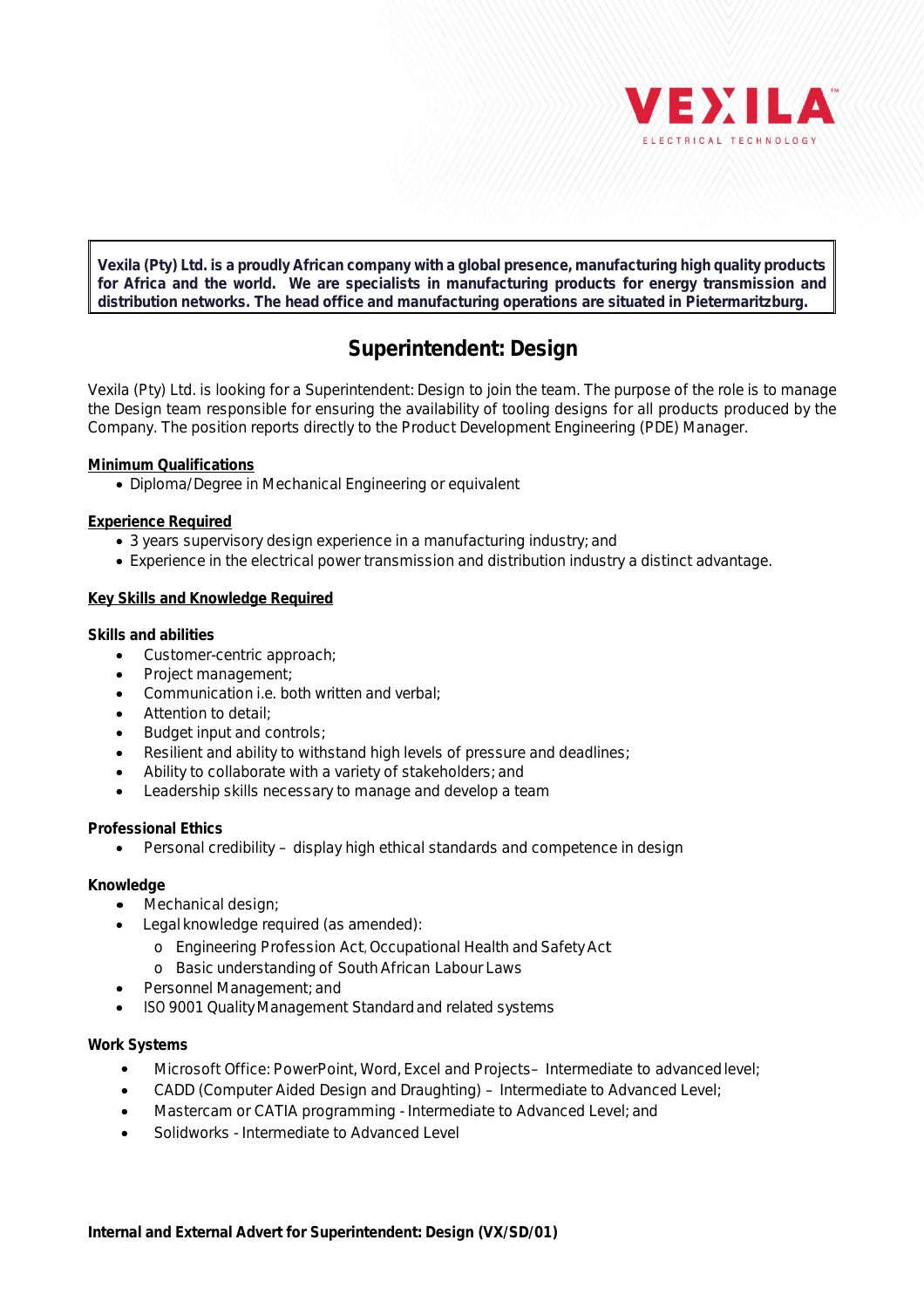VEXILA™
ELECTRICAL TECHNOLOGY

**Vexila (Pty) Ltd. is a proudly African company with a global presence, manufacturing high quality products for Africa and the world. We are specialists in manufacturing products for energy transmission and distribution networks. The head office and manufacturing operations are situated in Pietermaritzburg.**

# Superintendent: Design

Vexila (Pty) Ltd. is looking for a Superintendent: Design to join the team. The purpose of the role is to manage the Design team responsible for ensuring the availability of tooling designs for all products produced by the Company. The position reports directly to the Product Development Engineering (PDE) Manager.

**Minimum Qualifications**

- Diploma/Degree in Mechanical Engineering or equivalent

**Experience Required**

- 3 years supervisory design experience in a manufacturing industry; and
- Experience in the electrical power transmission and distribution industry a distinct advantage.

**Key Skills and Knowledge Required**

**Skills and abilities**

- Customer-centric approach;
- Project management;
- Communication i.e. both written and verbal;
- Attention to detail;
- Budget input and controls;
- Resilient and ability to withstand high levels of pressure and deadlines;
- Ability to collaborate with a variety of stakeholders; and
- Leadership skills necessary to manage and develop a team

**Professional Ethics**

- Personal credibility – display high ethical standards and competence in design

**Knowledge**

- Mechanical design;
- Legal knowledge required (as amended):
  - Engineering Profession Act, Occupational Health and Safety Act
  - Basic understanding of South African Labour Laws
- Personnel Management; and
- ISO 9001 Quality Management Standard and related systems

**Work Systems**

- Microsoft Office: PowerPoint, Word, Excel and Projects– Intermediate to advanced level;
- CADD (Computer Aided Design and Draughting) – Intermediate to Advanced Level;
- Mastercam or CATIA programming - Intermediate to Advanced Level; and
- Solidworks - Intermediate to Advanced Level

**Internal and External Advert for Superintendent: Design (VX/SD/01)**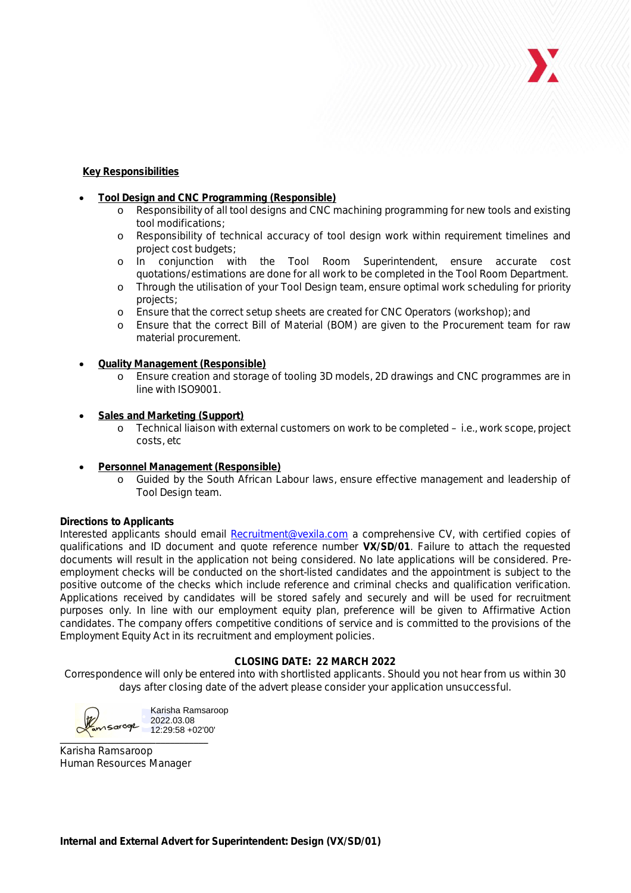## Key Responsibilities

- **Tool Design and CNC Programming (Responsible)**
  - Responsibility of all tool designs and CNC machining programming for new tools and existing tool modifications;
  - Responsibility of technical accuracy of tool design work within requirement timelines and project cost budgets;
  - In conjunction with the Tool Room Superintendent, ensure accurate cost quotations/estimations are done for all work to be completed in the Tool Room Department.
  - Through the utilisation of your Tool Design team, ensure optimal work scheduling for priority projects;
  - Ensure that the correct setup sheets are created for CNC Operators (workshop); and
  - Ensure that the correct Bill of Material (BOM) are given to the Procurement team for raw material procurement.

- **Quality Management (Responsible)**
  - Ensure creation and storage of tooling 3D models, 2D drawings and CNC programmes are in line with ISO9001.

- **Sales and Marketing (Support)**
  - Technical liaison with external customers on work to be completed – i.e., work scope, project costs, etc

- **Personnel Management (Responsible)**
  - Guided by the South African Labour laws, ensure effective management and leadership of Tool Design team.

**Directions to Applicants**
Interested applicants should email Recruitment@vexila.com a comprehensive CV, with certified copies of qualifications and ID document and quote reference number **VX/SD/01**. Failure to attach the requested documents will result in the application not being considered. No late applications will be considered. Pre-employment checks will be conducted on the short-listed candidates and the appointment is subject to the positive outcome of the checks which include reference and criminal checks and qualification verification. Applications received by candidates will be stored safely and securely and will be used for recruitment purposes only. In line with our employment equity plan, preference will be given to Affirmative Action candidates. The company offers competitive conditions of service and is committed to the provisions of the Employment Equity Act in its recruitment and employment policies.

**CLOSING DATE: 22 MARCH 2022**

Correspondence will only be entered into with shortlisted applicants. Should you not hear from us within 30 days after closing date of the advert please consider your application unsuccessful.

Karisha Ramsaroop
2022.03.08
12:29:58 +02'00'

Karisha Ramsaroop
Human Resources Manager

**Internal and External Advert for Superintendent: Design (VX/SD/01)**